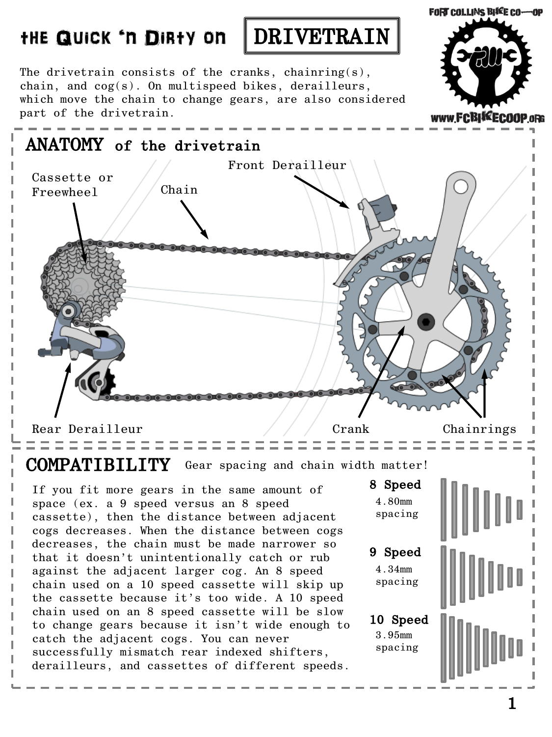# the Quick 'n Dirty on DRIVETRAIN

FORT COLLINS BIKE CO-OP

www.FCBIKECOOP.org

The drivetrain consists of the cranks, chainring(s), chain, and cog(s). On multispeed bikes, derailleurs, which move the chain to change gears, are also considered part of the drivetrain.

## ANATOMY of the drivetrain

Cassette or Freewheel

Chain

Front Derailleur

Rear Derailleur

Crank

Chainrings

## COMPATIBILITY

Gear spacing and chain width matter!

If you fit more gears in the same amount of space (ex. a 9 speed versus an 8 speed cassette), then the distance between adjacent cogs decreases. When the distance between cogs decreases, the chain must be made narrower so that it doesn't unintentionally catch or rub against the adjacent larger cog. An 8 speed chain used on a 10 speed cassette will skip up the cassette because it's too wide. A 10 speed chain used on an 8 speed cassette will be slow to change gears because it isn't wide enough to catch the adjacent cogs. You can never successfully mismatch rear indexed shifters, derailleurs, and cassettes of different speeds.

**8 Speed**
4.80mm spacing

**9 Speed**
4.34mm spacing

**10 Speed**
3.95mm spacing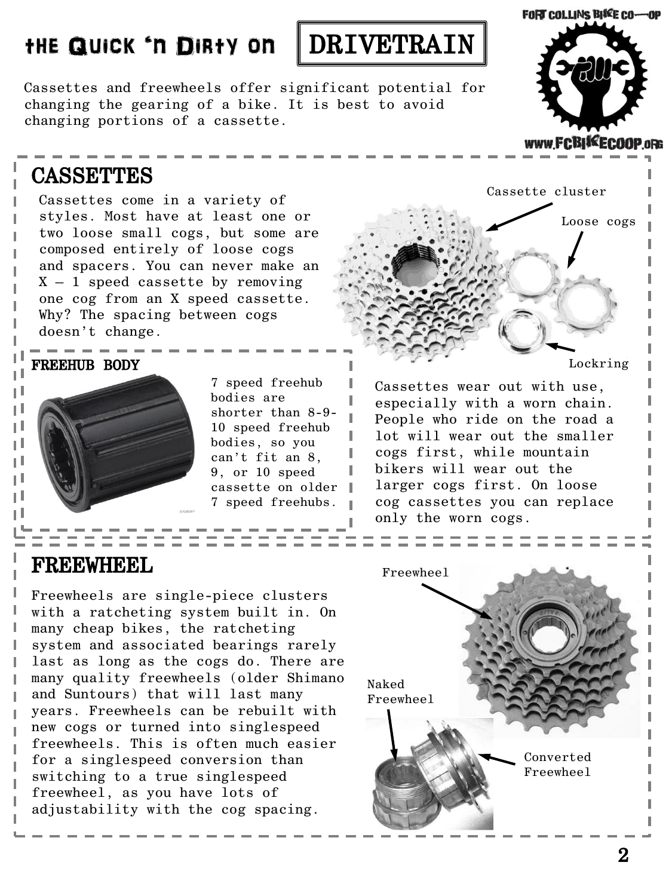# the Quick 'n Dirty on DRIVETRAIN

Cassettes and freewheels offer significant potential for changing the gearing of a bike. It is best to avoid changing portions of a cassette.

## CASSETTES

Cassettes come in a variety of styles. Most have at least one or two loose small cogs, but some are composed entirely of loose cogs and spacers. You can never make an X – 1 speed cassette by removing one cog from an X speed cassette. Why? The spacing between cogs doesn't change.

Cassette cluster

Loose cogs

Lockring

Cassettes wear out with use, especially with a worn chain. People who ride on the road a lot will wear out the smaller cogs first, while mountain bikers will wear out the larger cogs first. On loose cog cassettes you can replace only the worn cogs.

### FREEHUB BODY

7 speed freehub bodies are shorter than 8-9-10 speed freehub bodies, so you can't fit an 8, 9, or 10 speed cassette on older 7 speed freehubs.

## FREEWHEEL

Freewheels are single-piece clusters with a ratcheting system built in. On many cheap bikes, the ratcheting system and associated bearings rarely last as long as the cogs do. There are many quality freewheels (older Shimano and Suntours) that will last many years. Freewheels can be rebuilt with new cogs or turned into singlespeed freewheels. This is often much easier for a singlespeed conversion than switching to a true singlespeed freewheel, as you have lots of adjustability with the cog spacing.

Freewheel

Naked Freewheel

Converted Freewheel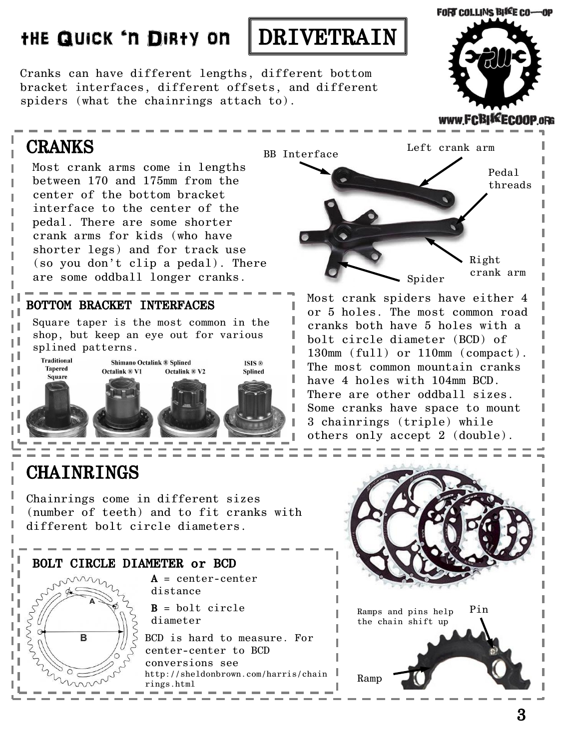# the Quick 'n Dirty on DRIVETRAIN

Cranks can have different lengths, different bottom bracket interfaces, different offsets, and different spiders (what the chainrings attach to).

FORT COLLINS BIKE CO-OP

WWW.FCBIKECOOP.ORG

## CRANKS

Most crank arms come in lengths between 170 and 175mm from the center of the bottom bracket interface to the center of the pedal. There are some shorter crank arms for kids (who have shorter legs) and for track use (so you don't clip a pedal). There are some oddball longer cranks.

BB Interface

Left crank arm

Pedal threads

Right crank arm

Spider

### BOTTOM BRACKET INTERFACES

Square taper is the most common in the shop, but keep an eye out for various splined patterns.

Traditional Tapered Square | Shimano Octalink ® Splined: Octalink ® V1, Octalink ® V2 | ISIS ® Splined

Most crank spiders have either 4 or 5 holes. The most common road cranks both have 5 holes with a bolt circle diameter (BCD) of 130mm (full) or 110mm (compact). The most common mountain cranks have 4 holes with 104mm BCD. There are other oddball sizes. Some cranks have space to mount 3 chainrings (triple) while others only accept 2 (double).

## CHAINRINGS

Chainrings come in different sizes (number of teeth) and to fit cranks with different bolt circle diameters.

### BOLT CIRCLE DIAMETER or BCD

**A** = center-center distance

**B** = bolt circle diameter

BCD is hard to measure. For center-center to BCD conversions see http://sheldonbrown.com/harris/chainrings.html

Ramps and pins help the chain shift up

Pin

Ramp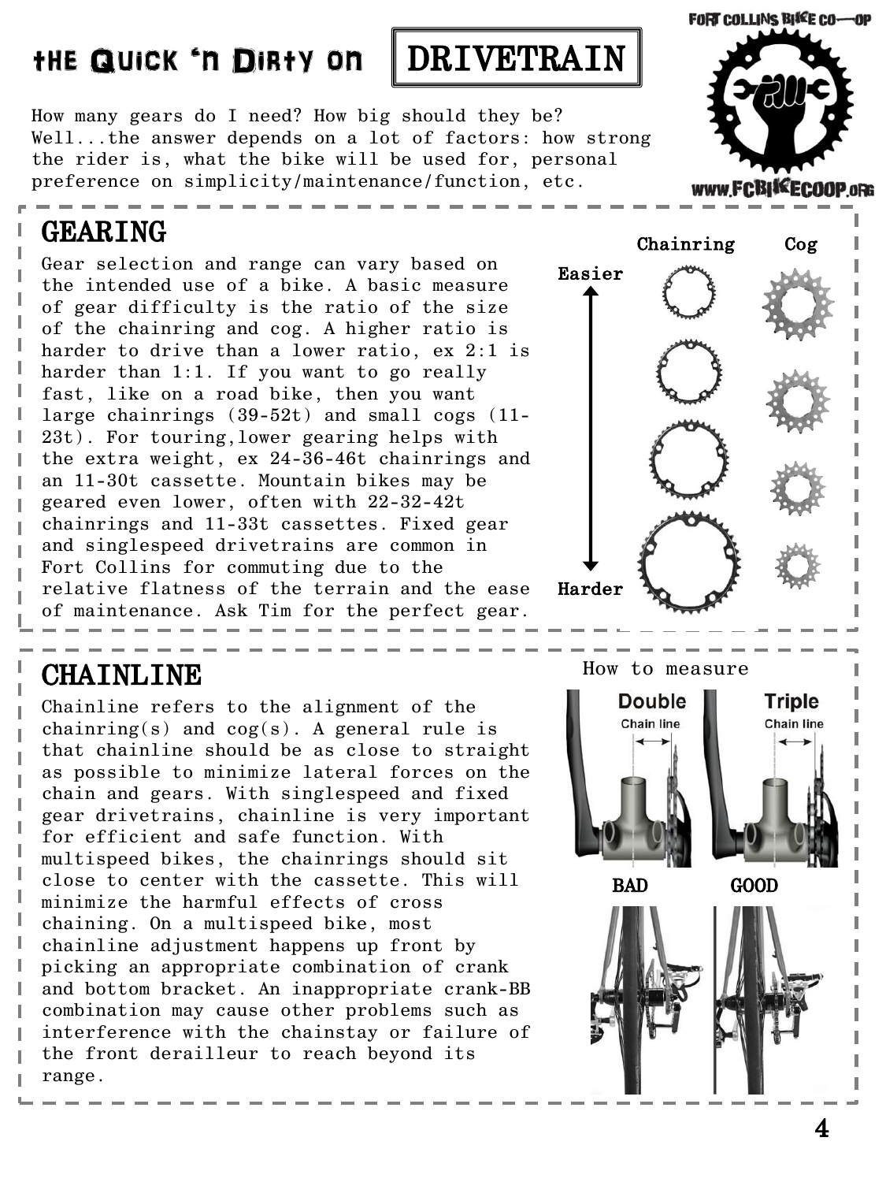# the Quick 'n Dirty on DRIVETRAIN

How many gears do I need? How big should they be? Well...the answer depends on a lot of factors: how strong the rider is, what the bike will be used for, personal preference on simplicity/maintenance/function, etc.

## GEARING

Gear selection and range can vary based on the intended use of a bike. A basic measure of gear difficulty is the ratio of the size of the chainring and cog. A higher ratio is harder to drive than a lower ratio, ex 2:1 is harder than 1:1. If you want to go really fast, like on a road bike, then you want large chainrings (39-52t) and small cogs (11-23t). For touring,lower gearing helps with the extra weight, ex 24-36-46t chainrings and an 11-30t cassette. Mountain bikes may be geared even lower, often with 22-32-42t chainrings and 11-33t cassettes. Fixed gear and singlespeed drivetrains are common in Fort Collins for commuting due to the relative flatness of the terrain and the ease of maintenance. Ask Tim for the perfect gear.

## CHAINLINE

Chainline refers to the alignment of the chainring(s) and cog(s). A general rule is that chainline should be as close to straight as possible to minimize lateral forces on the chain and gears. With singlespeed and fixed gear drivetrains, chainline is very important for efficient and safe function. With multispeed bikes, the chainrings should sit close to center with the cassette. This will minimize the harmful effects of cross chaining. On a multispeed bike, most chainline adjustment happens up front by picking an appropriate combination of crank and bottom bracket. An inappropriate crank-BB combination may cause other problems such as interference with the chainstay or failure of the front derailleur to reach beyond its range.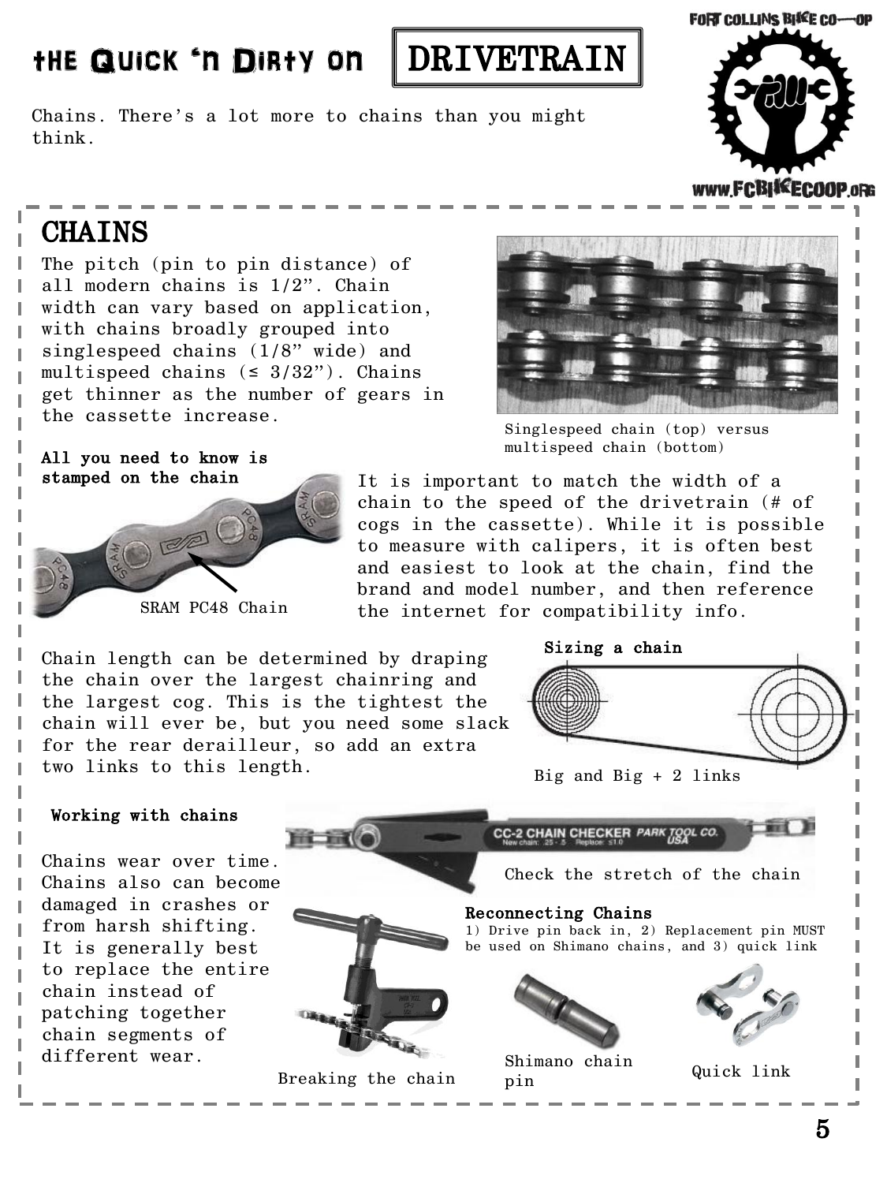# THE QUICK 'N DIRTY ON DRIVETRAIN

Chains. There's a lot more to chains than you might think.

FORT COLLINS BIKE CO-OP

WWW.FCBIKECOOP.ORG

## CHAINS

The pitch (pin to pin distance) of all modern chains is 1/2". Chain width can vary based on application, with chains broadly grouped into singlespeed chains (1/8" wide) and multispeed chains (≤ 3/32"). Chains get thinner as the number of gears in the cassette increase.

Singlespeed chain (top) versus multispeed chain (bottom)

**All you need to know is stamped on the chain**

SRAM PC48 Chain

It is important to match the width of a chain to the speed of the drivetrain (# of cogs in the cassette). While it is possible to measure with calipers, it is often best and easiest to look at the chain, find the brand and model number, and then reference the internet for compatibility info.

Chain length can be determined by draping the chain over the largest chainring and the largest cog. This is the tightest the chain will ever be, but you need some slack for the rear derailleur, so add an extra two links to this length.

**Sizing a chain**

Big and Big + 2 links

**Working with chains**

Chains wear over time. Chains also can become damaged in crashes or from harsh shifting. It is generally best to replace the entire chain instead of patching together chain segments of different wear.

Check the stretch of the chain

**Reconnecting Chains**

1) Drive pin back in, 2) Replacement pin MUST be used on Shimano chains, and 3) quick link

Breaking the chain

Shimano chain pin

Quick link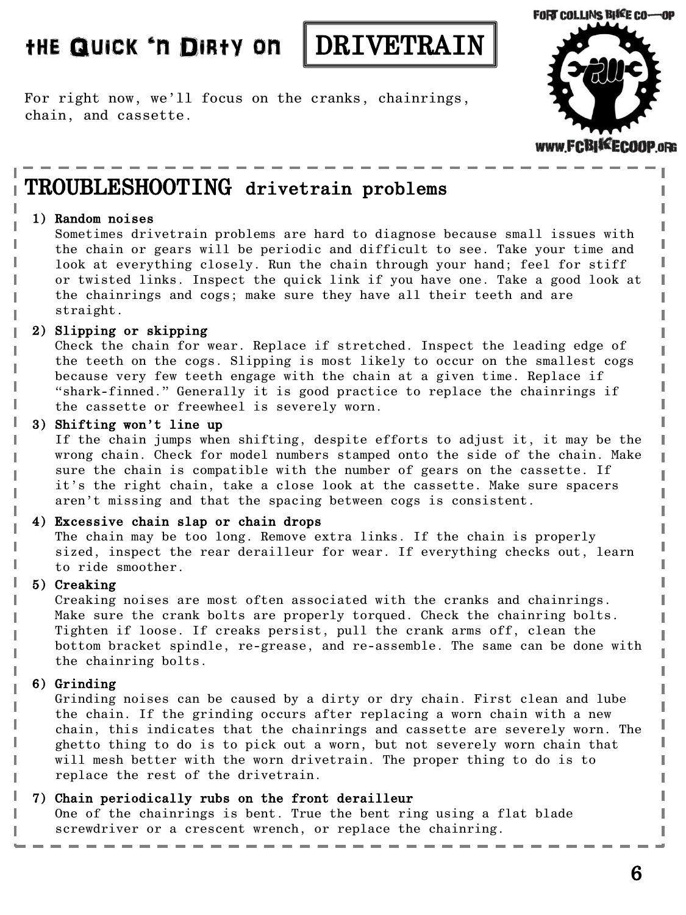# the Quick 'n Dirty on DRIVETRAIN

FORT COLLINS BIKE CO-OP

WWW.FCBIKECOOP.ORG

For right now, we'll focus on the cranks, chainrings, chain, and cassette.

## TROUBLESHOOTING drivetrain problems

1) **Random noises**
   Sometimes drivetrain problems are hard to diagnose because small issues with the chain or gears will be periodic and difficult to see. Take your time and look at everything closely. Run the chain through your hand; feel for stiff or twisted links. Inspect the quick link if you have one. Take a good look at the chainrings and cogs; make sure they have all their teeth and are straight.

2) **Slipping or skipping**
   Check the chain for wear. Replace if stretched. Inspect the leading edge of the teeth on the cogs. Slipping is most likely to occur on the smallest cogs because very few teeth engage with the chain at a given time. Replace if "shark-finned." Generally it is good practice to replace the chainrings if the cassette or freewheel is severely worn.

3) **Shifting won't line up**
   If the chain jumps when shifting, despite efforts to adjust it, it may be the wrong chain. Check for model numbers stamped onto the side of the chain. Make sure the chain is compatible with the number of gears on the cassette. If it's the right chain, take a close look at the cassette. Make sure spacers aren't missing and that the spacing between cogs is consistent.

4) **Excessive chain slap or chain drops**
   The chain may be too long. Remove extra links. If the chain is properly sized, inspect the rear derailleur for wear. If everything checks out, learn to ride smoother.

5) **Creaking**
   Creaking noises are most often associated with the cranks and chainrings. Make sure the crank bolts are properly torqued. Check the chainring bolts. Tighten if loose. If creaks persist, pull the crank arms off, clean the bottom bracket spindle, re-grease, and re-assemble. The same can be done with the chainring bolts.

6) **Grinding**
   Grinding noises can be caused by a dirty or dry chain. First clean and lube the chain. If the grinding occurs after replacing a worn chain with a new chain, this indicates that the chainrings and cassette are severely worn. The ghetto thing to do is to pick out a worn, but not severely worn chain that will mesh better with the worn drivetrain. The proper thing to do is to replace the rest of the drivetrain.

7) **Chain periodically rubs on the front derailleur**
   One of the chainrings is bent. True the bent ring using a flat blade screwdriver or a crescent wrench, or replace the chainring.